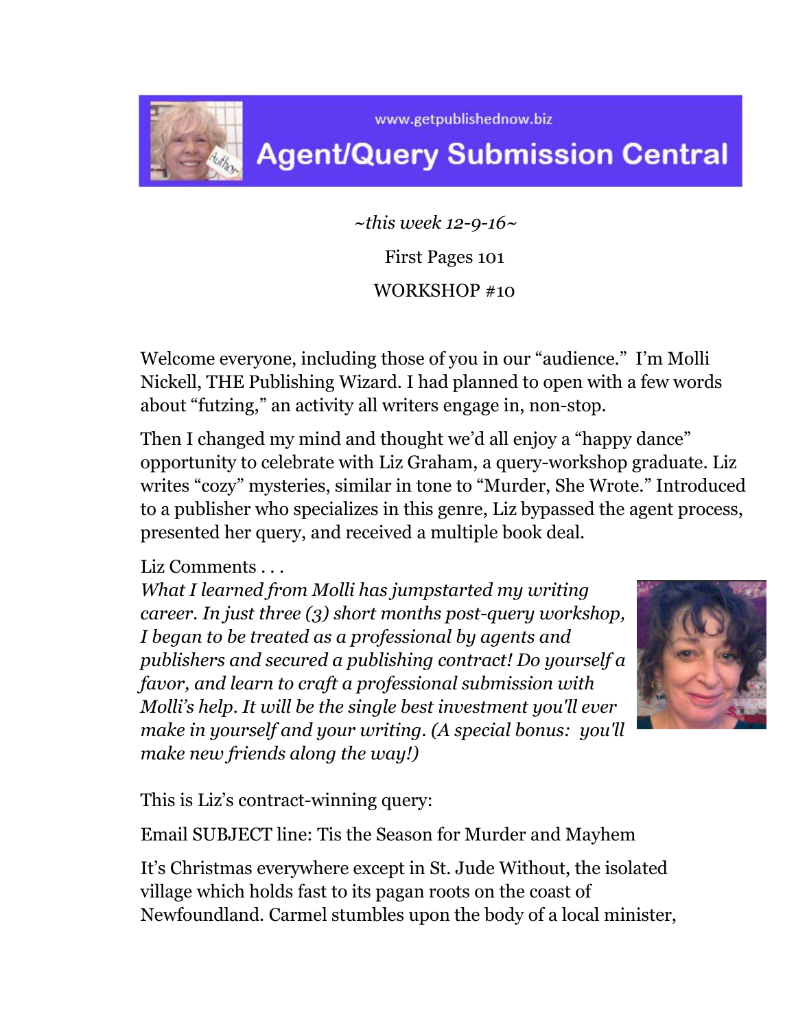www.getpublishednow.biz

# Agent/Query Submission Central

*~this week 12-9-16~*

First Pages 101

WORKSHOP #10

Welcome everyone, including those of you in our "audience." I'm Molli Nickell, THE Publishing Wizard. I had planned to open with a few words about "futzing," an activity all writers engage in, non-stop.

Then I changed my mind and thought we'd all enjoy a "happy dance" opportunity to celebrate with Liz Graham, a query-workshop graduate. Liz writes "cozy" mysteries, similar in tone to "Murder, She Wrote." Introduced to a publisher who specializes in this genre, Liz bypassed the agent process, presented her query, and received a multiple book deal.

Liz Comments . . .
*What I learned from Molli has jumpstarted my writing career. In just three (3) short months post-query workshop, I began to be treated as a professional by agents and publishers and secured a publishing contract! Do yourself a favor, and learn to craft a professional submission with Molli's help. It will be the single best investment you'll ever make in yourself and your writing. (A special bonus: you'll make new friends along the way!)*

This is Liz's contract-winning query:

Email SUBJECT line: Tis the Season for Murder and Mayhem

It's Christmas everywhere except in St. Jude Without, the isolated village which holds fast to its pagan roots on the coast of Newfoundland. Carmel stumbles upon the body of a local minister,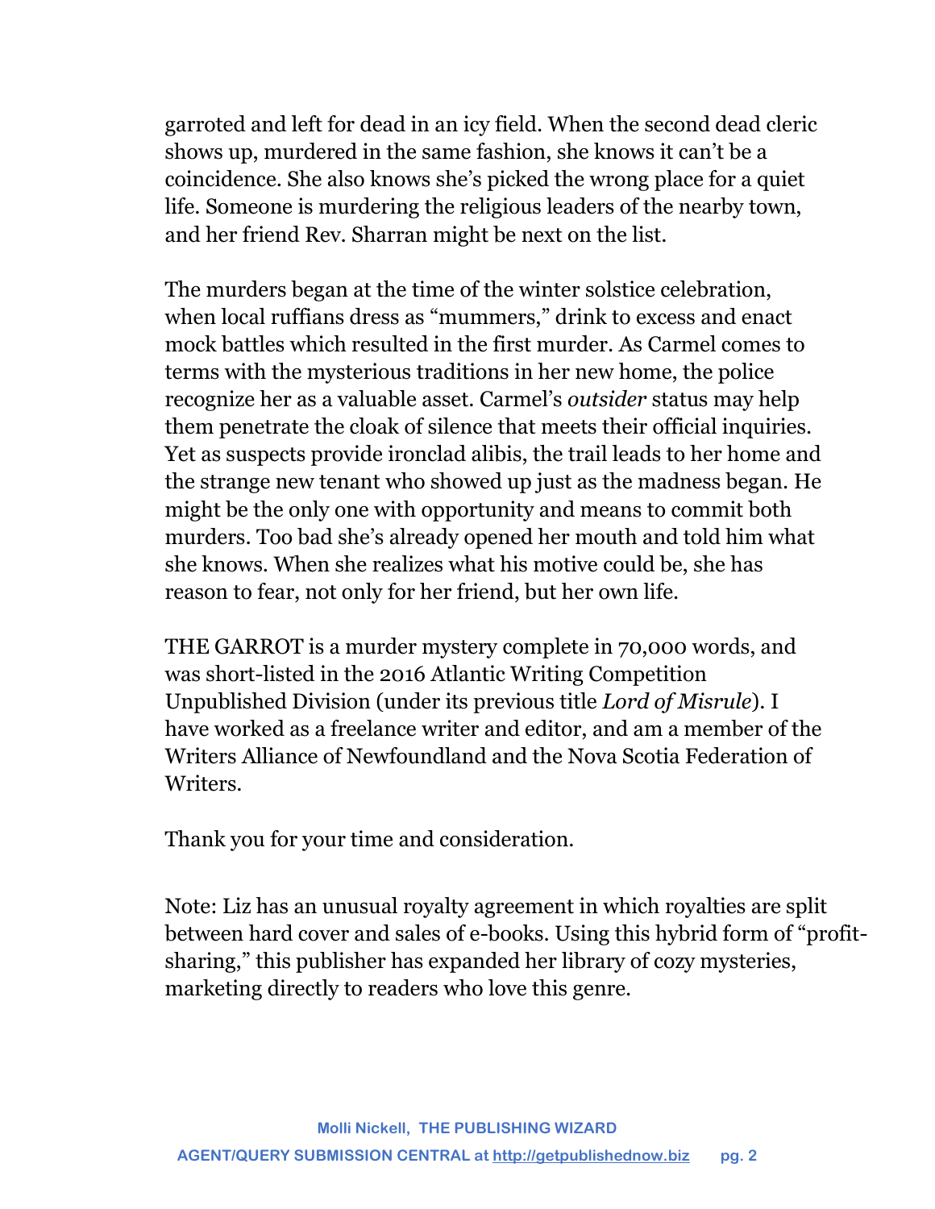garroted and left for dead in an icy field. When the second dead cleric shows up, murdered in the same fashion, she knows it can't be a coincidence. She also knows she's picked the wrong place for a quiet life. Someone is murdering the religious leaders of the nearby town, and her friend Rev. Sharran might be next on the list.

The murders began at the time of the winter solstice celebration, when local ruffians dress as "mummers," drink to excess and enact mock battles which resulted in the first murder. As Carmel comes to terms with the mysterious traditions in her new home, the police recognize her as a valuable asset. Carmel's *outsider* status may help them penetrate the cloak of silence that meets their official inquiries. Yet as suspects provide ironclad alibis, the trail leads to her home and the strange new tenant who showed up just as the madness began. He might be the only one with opportunity and means to commit both murders. Too bad she's already opened her mouth and told him what she knows. When she realizes what his motive could be, she has reason to fear, not only for her friend, but her own life.

THE GARROT is a murder mystery complete in 70,000 words, and was short-listed in the 2016 Atlantic Writing Competition Unpublished Division (under its previous title *Lord of Misrule*). I have worked as a freelance writer and editor, and am a member of the Writers Alliance of Newfoundland and the Nova Scotia Federation of Writers.

Thank you for your time and consideration.

Note: Liz has an unusual royalty agreement in which royalties are split between hard cover and sales of e-books. Using this hybrid form of "profit-sharing," this publisher has expanded her library of cozy mysteries, marketing directly to readers who love this genre.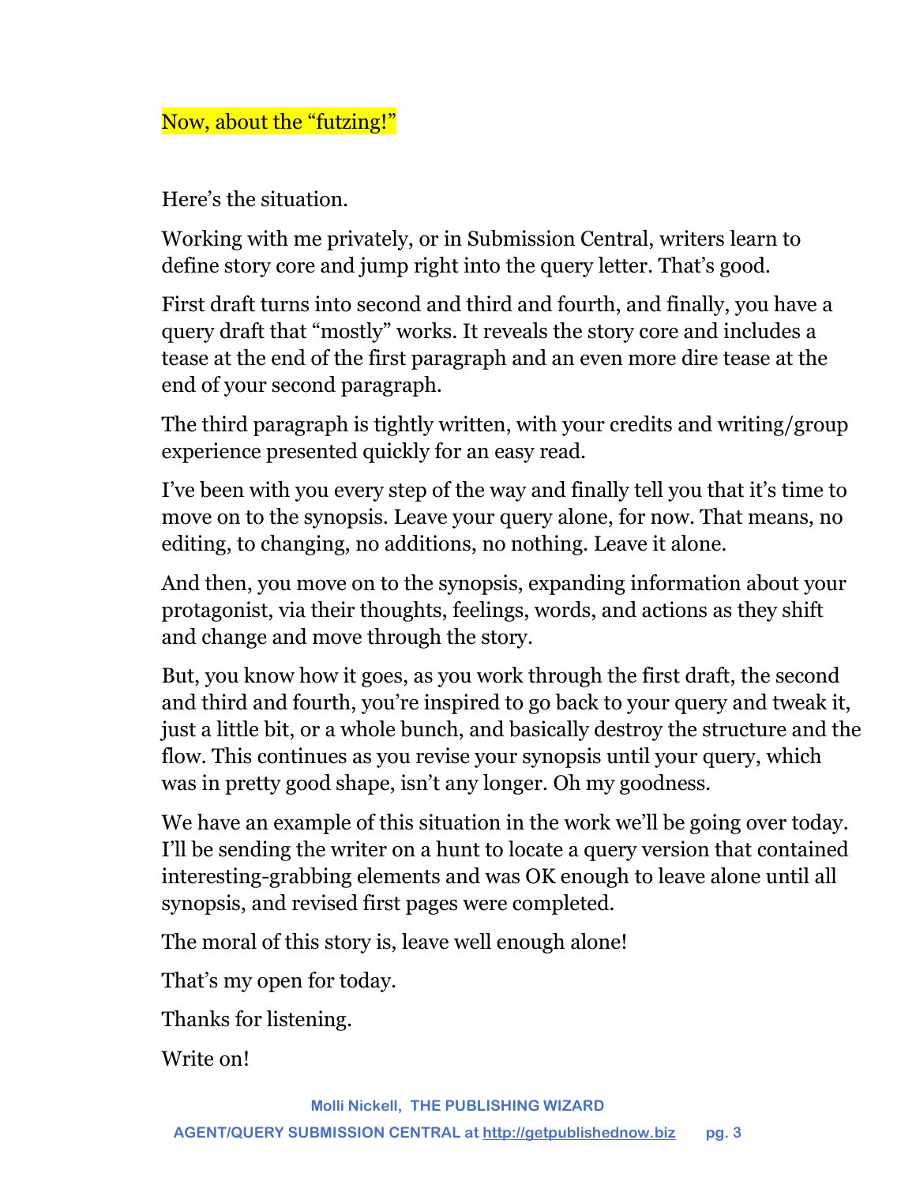Now, about the "futzing!"

Here's the situation.

Working with me privately, or in Submission Central, writers learn to define story core and jump right into the query letter. That's good.

First draft turns into second and third and fourth, and finally, you have a query draft that "mostly" works. It reveals the story core and includes a tease at the end of the first paragraph and an even more dire tease at the end of your second paragraph.

The third paragraph is tightly written, with your credits and writing/group experience presented quickly for an easy read.

I've been with you every step of the way and finally tell you that it's time to move on to the synopsis. Leave your query alone, for now. That means, no editing, to changing, no additions, no nothing. Leave it alone.

And then, you move on to the synopsis, expanding information about your protagonist, via their thoughts, feelings, words, and actions as they shift and change and move through the story.

But, you know how it goes, as you work through the first draft, the second and third and fourth, you're inspired to go back to your query and tweak it, just a little bit, or a whole bunch, and basically destroy the structure and the flow. This continues as you revise your synopsis until your query, which was in pretty good shape, isn't any longer. Oh my goodness.

We have an example of this situation in the work we'll be going over today. I'll be sending the writer on a hunt to locate a query version that contained interesting-grabbing elements and was OK enough to leave alone until all synopsis, and revised first pages were completed.

The moral of this story is, leave well enough alone!

That's my open for today.

Thanks for listening.

Write on!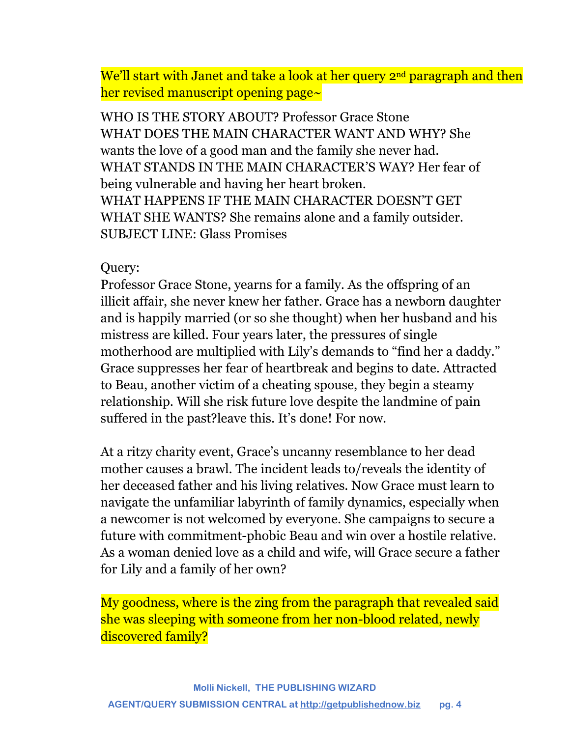We'll start with Janet and take a look at her query 2nd paragraph and then her revised manuscript opening page~

WHO IS THE STORY ABOUT? Professor Grace Stone
WHAT DOES THE MAIN CHARACTER WANT AND WHY? She wants the love of a good man and the family she never had.
WHAT STANDS IN THE MAIN CHARACTER'S WAY? Her fear of being vulnerable and having her heart broken.
WHAT HAPPENS IF THE MAIN CHARACTER DOESN'T GET WHAT SHE WANTS? She remains alone and a family outsider.
SUBJECT LINE: Glass Promises

Query:
Professor Grace Stone, yearns for a family. As the offspring of an illicit affair, she never knew her father. Grace has a newborn daughter and is happily married (or so she thought) when her husband and his mistress are killed. Four years later, the pressures of single motherhood are multiplied with Lily's demands to "find her a daddy." Grace suppresses her fear of heartbreak and begins to date. Attracted to Beau, another victim of a cheating spouse, they begin a steamy relationship. Will she risk future love despite the landmine of pain suffered in the past?leave this. It's done! For now.

At a ritzy charity event, Grace's uncanny resemblance to her dead mother causes a brawl. The incident leads to/reveals the identity of her deceased father and his living relatives. Now Grace must learn to navigate the unfamiliar labyrinth of family dynamics, especially when a newcomer is not welcomed by everyone. She campaigns to secure a future with commitment-phobic Beau and win over a hostile relative. As a woman denied love as a child and wife, will Grace secure a father for Lily and a family of her own?

My goodness, where is the zing from the paragraph that revealed said she was sleeping with someone from her non-blood related, newly discovered family?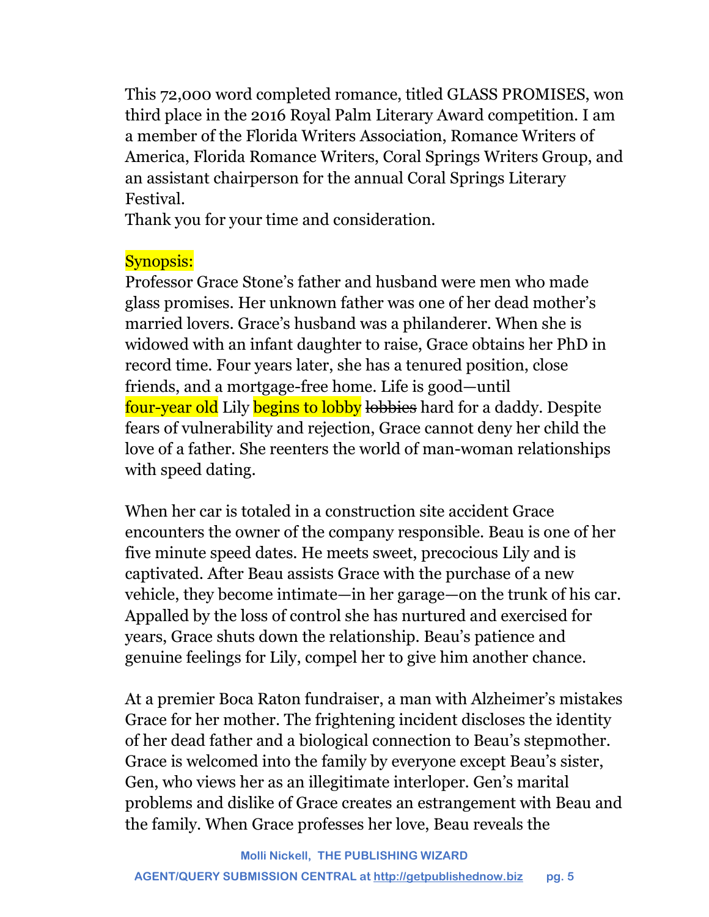This 72,000 word completed romance, titled GLASS PROMISES, won third place in the 2016 Royal Palm Literary Award competition. I am a member of the Florida Writers Association, Romance Writers of America, Florida Romance Writers, Coral Springs Writers Group, and an assistant chairperson for the annual Coral Springs Literary Festival.

Thank you for your time and consideration.

Synopsis:

Professor Grace Stone's father and husband were men who made glass promises. Her unknown father was one of her dead mother's married lovers. Grace's husband was a philanderer. When she is widowed with an infant daughter to raise, Grace obtains her PhD in record time. Four years later, she has a tenured position, close friends, and a mortgage-free home. Life is good—until four-year old Lily begins to lobby ~~lobbies~~ hard for a daddy. Despite fears of vulnerability and rejection, Grace cannot deny her child the love of a father. She reenters the world of man-woman relationships with speed dating.

When her car is totaled in a construction site accident Grace encounters the owner of the company responsible. Beau is one of her five minute speed dates. He meets sweet, precocious Lily and is captivated. After Beau assists Grace with the purchase of a new vehicle, they become intimate—in her garage—on the trunk of his car. Appalled by the loss of control she has nurtured and exercised for years, Grace shuts down the relationship. Beau's patience and genuine feelings for Lily, compel her to give him another chance.

At a premier Boca Raton fundraiser, a man with Alzheimer's mistakes Grace for her mother. The frightening incident discloses the identity of her dead father and a biological connection to Beau's stepmother. Grace is welcomed into the family by everyone except Beau's sister, Gen, who views her as an illegitimate interloper. Gen's marital problems and dislike of Grace creates an estrangement with Beau and the family. When Grace professes her love, Beau reveals the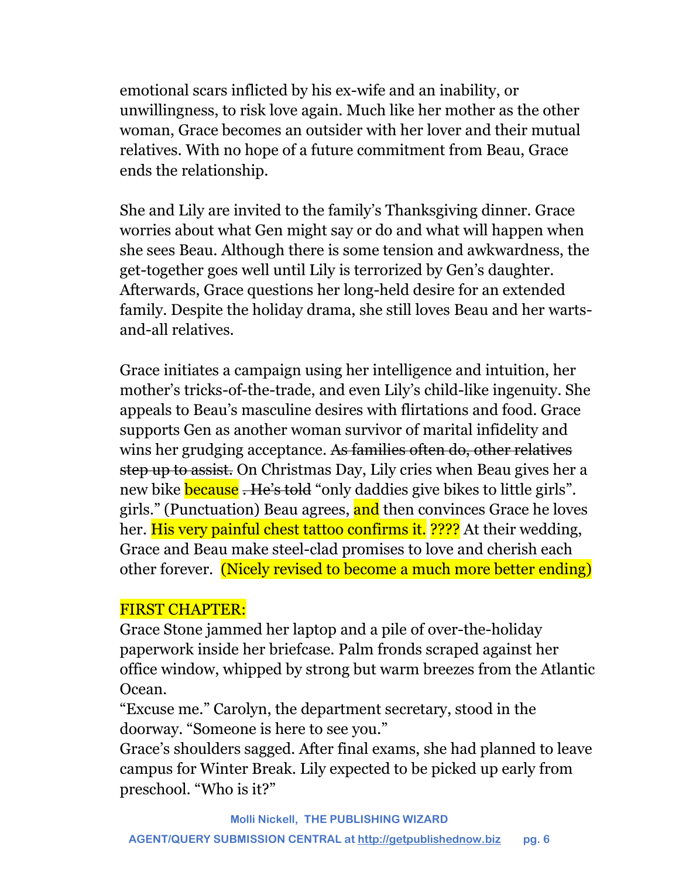emotional scars inflicted by his ex-wife and an inability, or unwillingness, to risk love again. Much like her mother as the other woman, Grace becomes an outsider with her lover and their mutual relatives. With no hope of a future commitment from Beau, Grace ends the relationship.

She and Lily are invited to the family's Thanksgiving dinner. Grace worries about what Gen might say or do and what will happen when she sees Beau. Although there is some tension and awkwardness, the get-together goes well until Lily is terrorized by Gen's daughter. Afterwards, Grace questions her long-held desire for an extended family. Despite the holiday drama, she still loves Beau and her warts-and-all relatives.

Grace initiates a campaign using her intelligence and intuition, her mother's tricks-of-the-trade, and even Lily's child-like ingenuity. She appeals to Beau's masculine desires with flirtations and food. Grace supports Gen as another woman survivor of marital infidelity and wins her grudging acceptance. ~~As families often do, other relatives step up to assist.~~ On Christmas Day, Lily cries when Beau gives her a new bike because ~~. He's told~~ "only daddies give bikes to little girls". girls." (Punctuation) Beau agrees, and then convinces Grace he loves her. His very painful chest tattoo confirms it. ???? At their wedding, Grace and Beau make steel-clad promises to love and cherish each other forever. (Nicely revised to become a much more better ending)

FIRST CHAPTER:

Grace Stone jammed her laptop and a pile of over-the-holiday paperwork inside her briefcase. Palm fronds scraped against her office window, whipped by strong but warm breezes from the Atlantic Ocean.

"Excuse me." Carolyn, the department secretary, stood in the doorway. "Someone is here to see you."

Grace's shoulders sagged. After final exams, she had planned to leave campus for Winter Break. Lily expected to be picked up early from preschool. "Who is it?"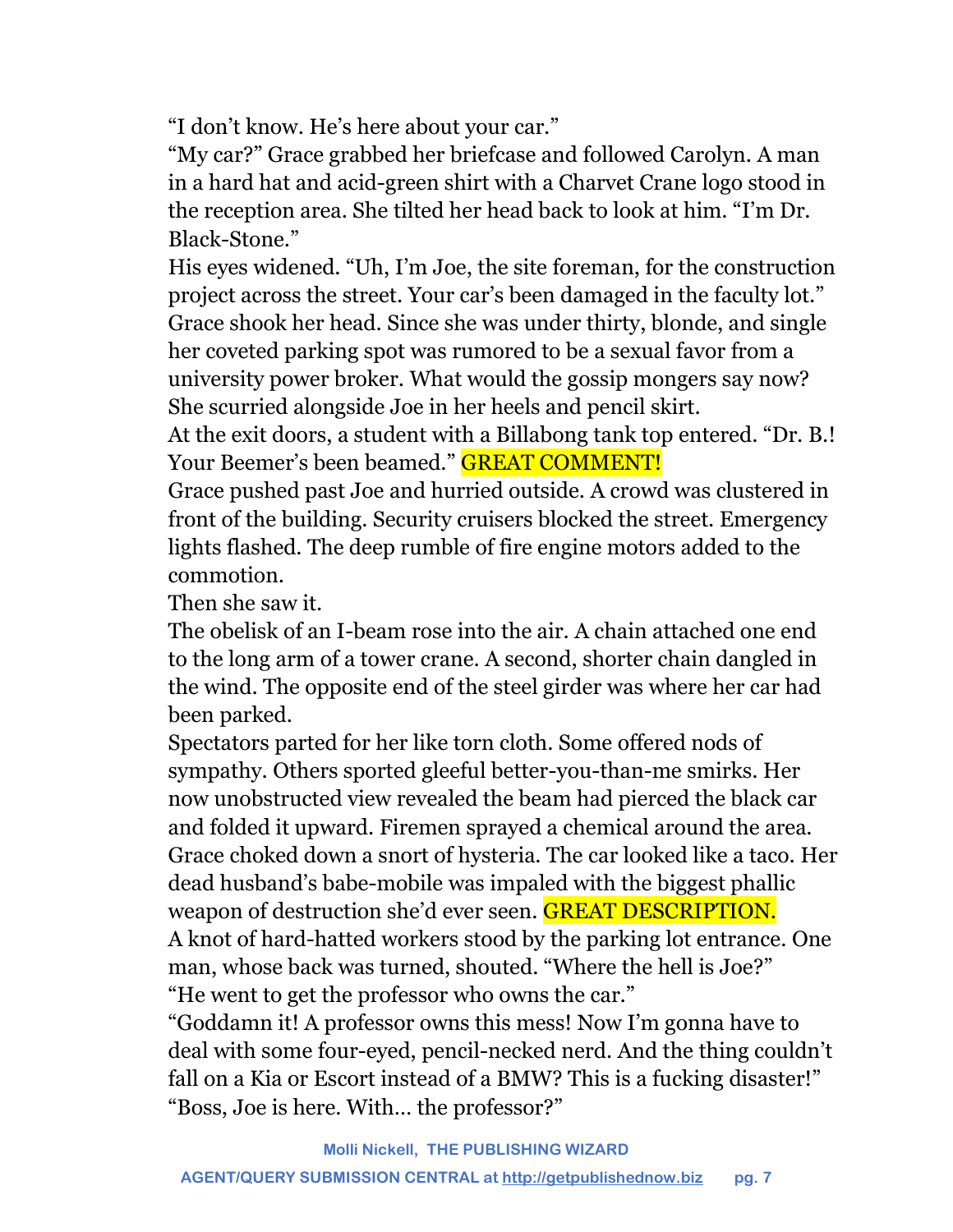“I don’t know. He’s here about your car.”

“My car?” Grace grabbed her briefcase and followed Carolyn. A man in a hard hat and acid-green shirt with a Charvet Crane logo stood in the reception area. She tilted her head back to look at him. “I’m Dr. Black-Stone.”

His eyes widened. “Uh, I’m Joe, the site foreman, for the construction project across the street. Your car’s been damaged in the faculty lot.”

Grace shook her head. Since she was under thirty, blonde, and single her coveted parking spot was rumored to be a sexual favor from a university power broker. What would the gossip mongers say now? She scurried alongside Joe in her heels and pencil skirt.

At the exit doors, a student with a Billabong tank top entered. “Dr. B.! Your Beemer’s been beamed.” GREAT COMMENT!

Grace pushed past Joe and hurried outside. A crowd was clustered in front of the building. Security cruisers blocked the street. Emergency lights flashed. The deep rumble of fire engine motors added to the commotion.

Then she saw it.

The obelisk of an I-beam rose into the air. A chain attached one end to the long arm of a tower crane. A second, shorter chain dangled in the wind. The opposite end of the steel girder was where her car had been parked.

Spectators parted for her like torn cloth. Some offered nods of sympathy. Others sported gleeful better-you-than-me smirks. Her now unobstructed view revealed the beam had pierced the black car and folded it upward. Firemen sprayed a chemical around the area. Grace choked down a snort of hysteria. The car looked like a taco. Her dead husband’s babe-mobile was impaled with the biggest phallic weapon of destruction she’d ever seen. GREAT DESCRIPTION.

A knot of hard-hatted workers stood by the parking lot entrance. One man, whose back was turned, shouted. “Where the hell is Joe?”

“He went to get the professor who owns the car.”

“Goddamn it! A professor owns this mess! Now I’m gonna have to deal with some four-eyed, pencil-necked nerd. And the thing couldn’t fall on a Kia or Escort instead of a BMW? This is a fucking disaster!”

“Boss, Joe is here. With… the professor?”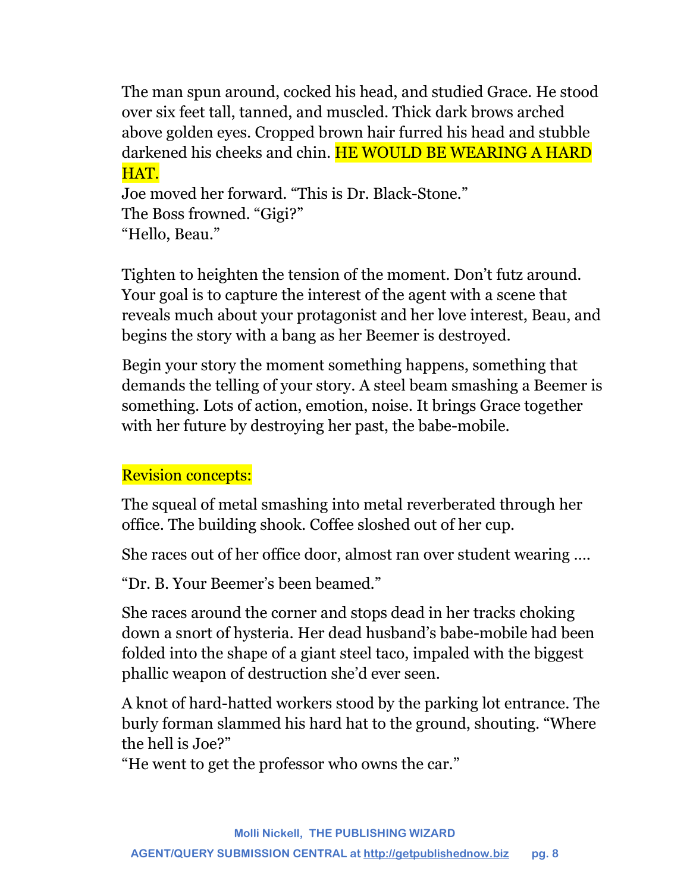The man spun around, cocked his head, and studied Grace. He stood over six feet tall, tanned, and muscled. Thick dark brows arched above golden eyes. Cropped brown hair furred his head and stubble darkened his cheeks and chin. HE WOULD BE WEARING A HARD HAT.
Joe moved her forward. “This is Dr. Black-Stone.”
The Boss frowned. “Gigi?”
“Hello, Beau.”

Tighten to heighten the tension of the moment. Don’t futz around. Your goal is to capture the interest of the agent with a scene that reveals much about your protagonist and her love interest, Beau, and begins the story with a bang as her Beemer is destroyed.

Begin your story the moment something happens, something that demands the telling of your story. A steel beam smashing a Beemer is something. Lots of action, emotion, noise. It brings Grace together with her future by destroying her past, the babe-mobile.

Revision concepts:

The squeal of metal smashing into metal reverberated through her office. The building shook. Coffee sloshed out of her cup.

She races out of her office door, almost ran over student wearing ....

“Dr. B. Your Beemer’s been beamed.”

She races around the corner and stops dead in her tracks choking down a snort of hysteria. Her dead husband’s babe-mobile had been folded into the shape of a giant steel taco, impaled with the biggest phallic weapon of destruction she’d ever seen.

A knot of hard-hatted workers stood by the parking lot entrance. The burly forman slammed his hard hat to the ground, shouting. “Where the hell is Joe?”
“He went to get the professor who owns the car.”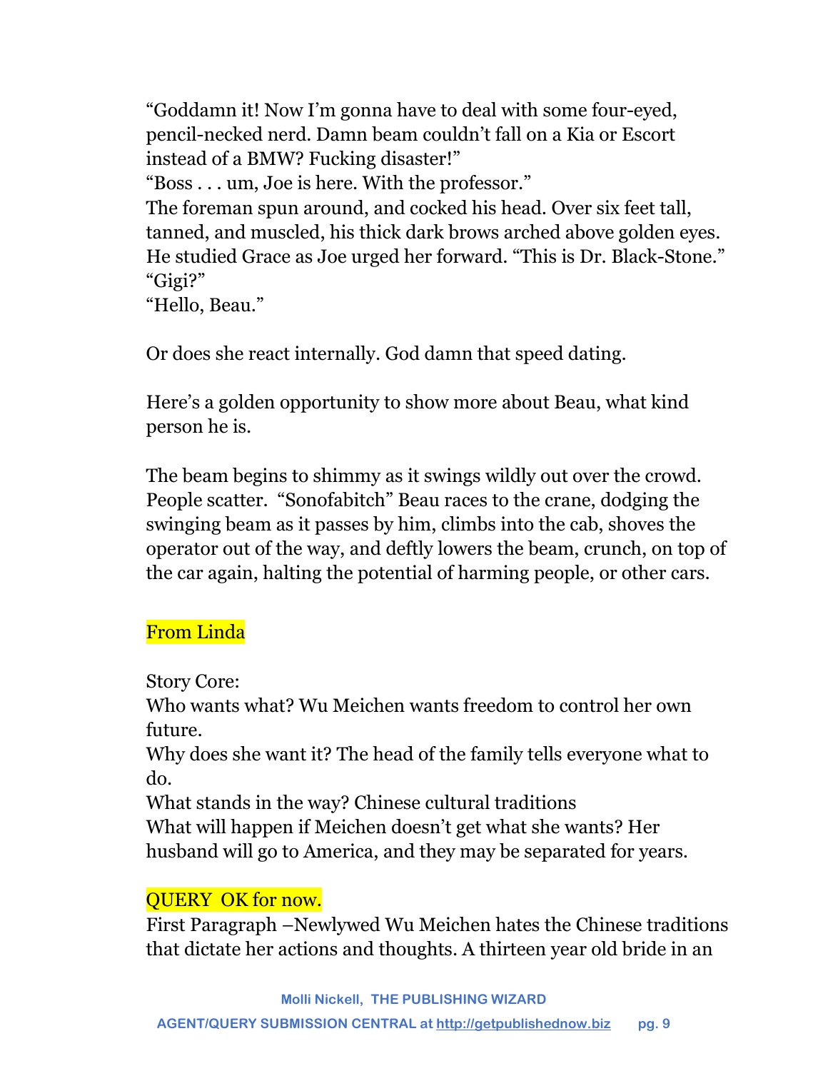“Goddamn it! Now I’m gonna have to deal with some four-eyed, pencil-necked nerd. Damn beam couldn’t fall on a Kia or Escort instead of a BMW? Fucking disaster!”
“Boss . . . um, Joe is here. With the professor.”
The foreman spun around, and cocked his head. Over six feet tall, tanned, and muscled, his thick dark brows arched above golden eyes. He studied Grace as Joe urged her forward. “This is Dr. Black-Stone.”
“Gigi?”
“Hello, Beau.”

Or does she react internally. God damn that speed dating.

Here’s a golden opportunity to show more about Beau, what kind person he is.

The beam begins to shimmy as it swings wildly out over the crowd. People scatter. “Sonofabitch” Beau races to the crane, dodging the swinging beam as it passes by him, climbs into the cab, shoves the operator out of the way, and deftly lowers the beam, crunch, on top of the car again, halting the potential of harming people, or other cars.

From Linda

Story Core:
Who wants what? Wu Meichen wants freedom to control her own future.
Why does she want it? The head of the family tells everyone what to do.
What stands in the way? Chinese cultural traditions
What will happen if Meichen doesn’t get what she wants? Her husband will go to America, and they may be separated for years.

QUERY OK for now.
First Paragraph –Newlywed Wu Meichen hates the Chinese traditions that dictate her actions and thoughts. A thirteen year old bride in an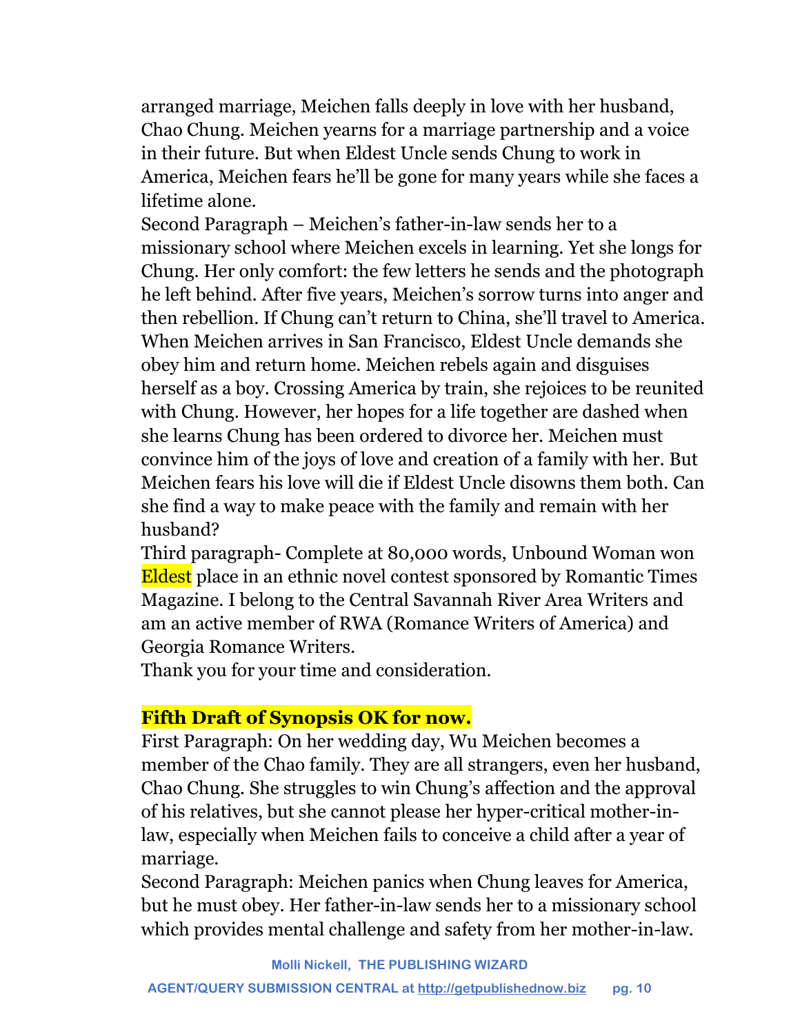arranged marriage, Meichen falls deeply in love with her husband, Chao Chung. Meichen yearns for a marriage partnership and a voice in their future. But when Eldest Uncle sends Chung to work in America, Meichen fears he'll be gone for many years while she faces a lifetime alone.

Second Paragraph – Meichen's father-in-law sends her to a missionary school where Meichen excels in learning. Yet she longs for Chung. Her only comfort: the few letters he sends and the photograph he left behind. After five years, Meichen's sorrow turns into anger and then rebellion. If Chung can't return to China, she'll travel to America. When Meichen arrives in San Francisco, Eldest Uncle demands she obey him and return home. Meichen rebels again and disguises herself as a boy. Crossing America by train, she rejoices to be reunited with Chung. However, her hopes for a life together are dashed when she learns Chung has been ordered to divorce her. Meichen must convince him of the joys of love and creation of a family with her. But Meichen fears his love will die if Eldest Uncle disowns them both. Can she find a way to make peace with the family and remain with her husband?

Third paragraph- Complete at 80,000 words, Unbound Woman won Eldest place in an ethnic novel contest sponsored by Romantic Times Magazine. I belong to the Central Savannah River Area Writers and am an active member of RWA (Romance Writers of America) and Georgia Romance Writers.

Thank you for your time and consideration.

**Fifth Draft of Synopsis OK for now.**

First Paragraph: On her wedding day, Wu Meichen becomes a member of the Chao family. They are all strangers, even her husband, Chao Chung. She struggles to win Chung's affection and the approval of his relatives, but she cannot please her hyper-critical mother-in-law, especially when Meichen fails to conceive a child after a year of marriage.

Second Paragraph: Meichen panics when Chung leaves for America, but he must obey. Her father-in-law sends her to a missionary school which provides mental challenge and safety from her mother-in-law.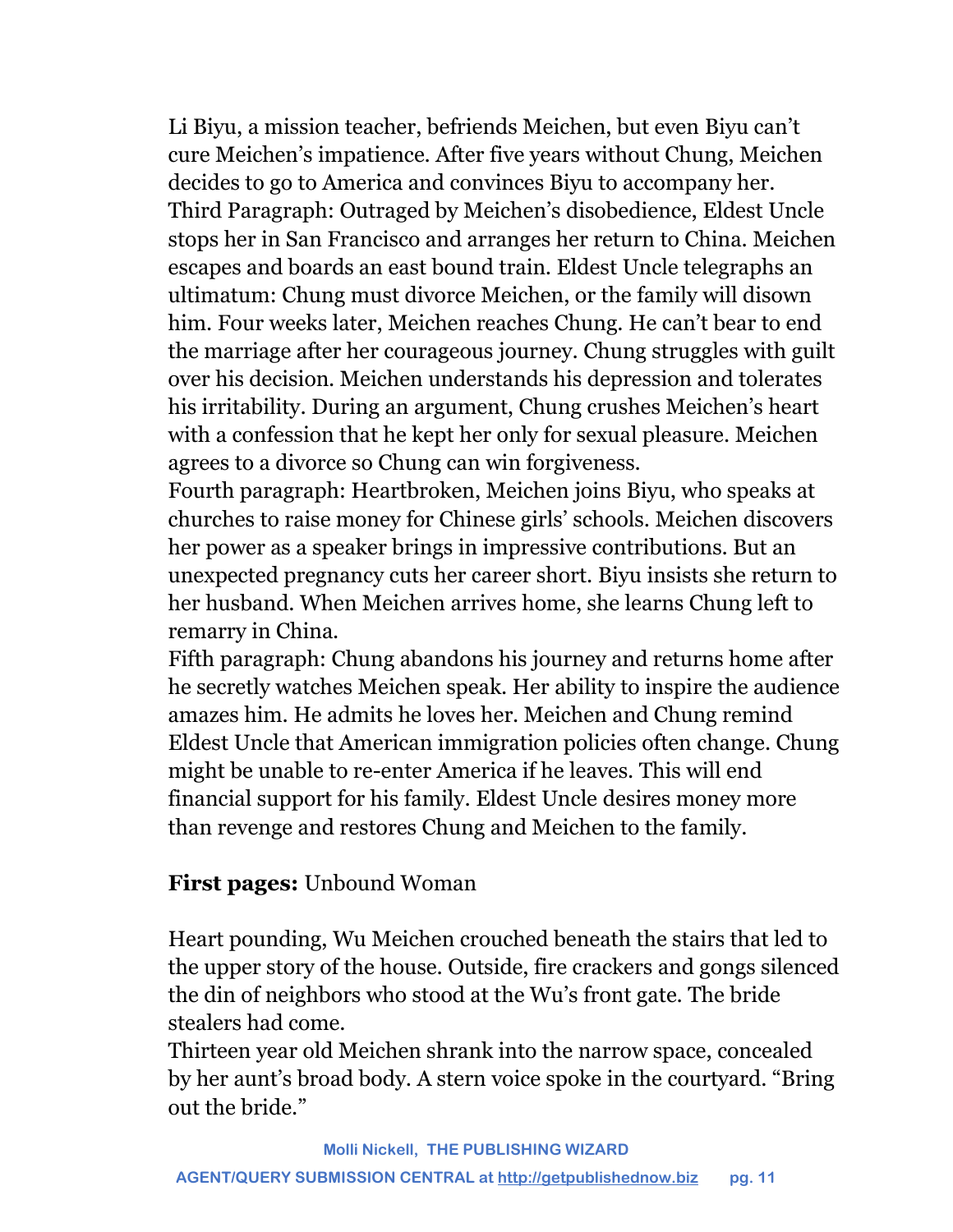Li Biyu, a mission teacher, befriends Meichen, but even Biyu can't cure Meichen's impatience. After five years without Chung, Meichen decides to go to America and convinces Biyu to accompany her.

Third Paragraph: Outraged by Meichen's disobedience, Eldest Uncle stops her in San Francisco and arranges her return to China. Meichen escapes and boards an east bound train. Eldest Uncle telegraphs an ultimatum: Chung must divorce Meichen, or the family will disown him. Four weeks later, Meichen reaches Chung. He can't bear to end the marriage after her courageous journey. Chung struggles with guilt over his decision. Meichen understands his depression and tolerates his irritability. During an argument, Chung crushes Meichen's heart with a confession that he kept her only for sexual pleasure. Meichen agrees to a divorce so Chung can win forgiveness.

Fourth paragraph: Heartbroken, Meichen joins Biyu, who speaks at churches to raise money for Chinese girls' schools. Meichen discovers her power as a speaker brings in impressive contributions. But an unexpected pregnancy cuts her career short. Biyu insists she return to her husband. When Meichen arrives home, she learns Chung left to remarry in China.

Fifth paragraph: Chung abandons his journey and returns home after he secretly watches Meichen speak. Her ability to inspire the audience amazes him. He admits he loves her. Meichen and Chung remind Eldest Uncle that American immigration policies often change. Chung might be unable to re-enter America if he leaves. This will end financial support for his family. Eldest Uncle desires money more than revenge and restores Chung and Meichen to the family.

**First pages:** Unbound Woman

Heart pounding, Wu Meichen crouched beneath the stairs that led to the upper story of the house. Outside, fire crackers and gongs silenced the din of neighbors who stood at the Wu's front gate. The bride stealers had come.

Thirteen year old Meichen shrank into the narrow space, concealed by her aunt's broad body. A stern voice spoke in the courtyard. "Bring out the bride."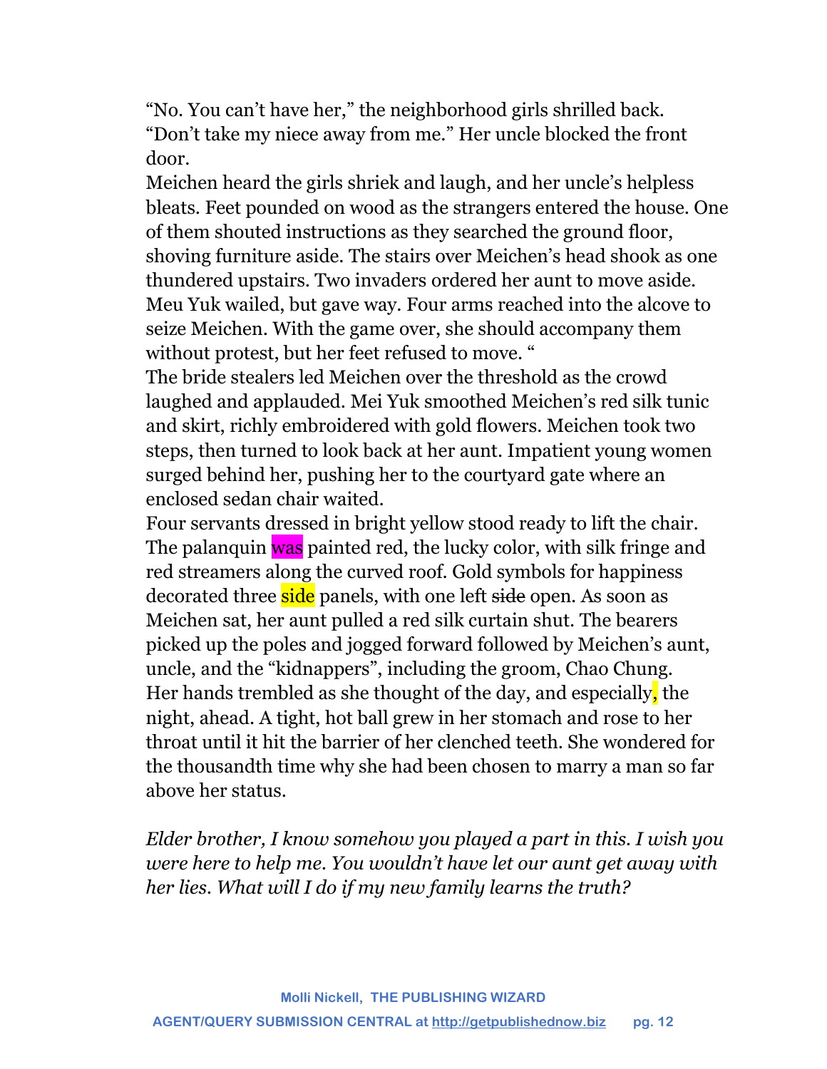"No. You can't have her," the neighborhood girls shrilled back.
"Don't take my niece away from me." Her uncle blocked the front door.

Meichen heard the girls shriek and laugh, and her uncle's helpless bleats. Feet pounded on wood as the strangers entered the house. One of them shouted instructions as they searched the ground floor, shoving furniture aside. The stairs over Meichen's head shook as one thundered upstairs. Two invaders ordered her aunt to move aside. Meu Yuk wailed, but gave way. Four arms reached into the alcove to seize Meichen. With the game over, she should accompany them without protest, but her feet refused to move. "

The bride stealers led Meichen over the threshold as the crowd laughed and applauded. Mei Yuk smoothed Meichen's red silk tunic and skirt, richly embroidered with gold flowers. Meichen took two steps, then turned to look back at her aunt. Impatient young women surged behind her, pushing her to the courtyard gate where an enclosed sedan chair waited.

Four servants dressed in bright yellow stood ready to lift the chair. The palanquin was painted red, the lucky color, with silk fringe and red streamers along the curved roof. Gold symbols for happiness decorated three side panels, with one left ~~side~~ open. As soon as Meichen sat, her aunt pulled a red silk curtain shut. The bearers picked up the poles and jogged forward followed by Meichen's aunt, uncle, and the "kidnappers", including the groom, Chao Chung.

Her hands trembled as she thought of the day, and especially, the night, ahead. A tight, hot ball grew in her stomach and rose to her throat until it hit the barrier of her clenched teeth. She wondered for the thousandth time why she had been chosen to marry a man so far above her status.

*Elder brother, I know somehow you played a part in this. I wish you were here to help me. You wouldn't have let our aunt get away with her lies. What will I do if my new family learns the truth?*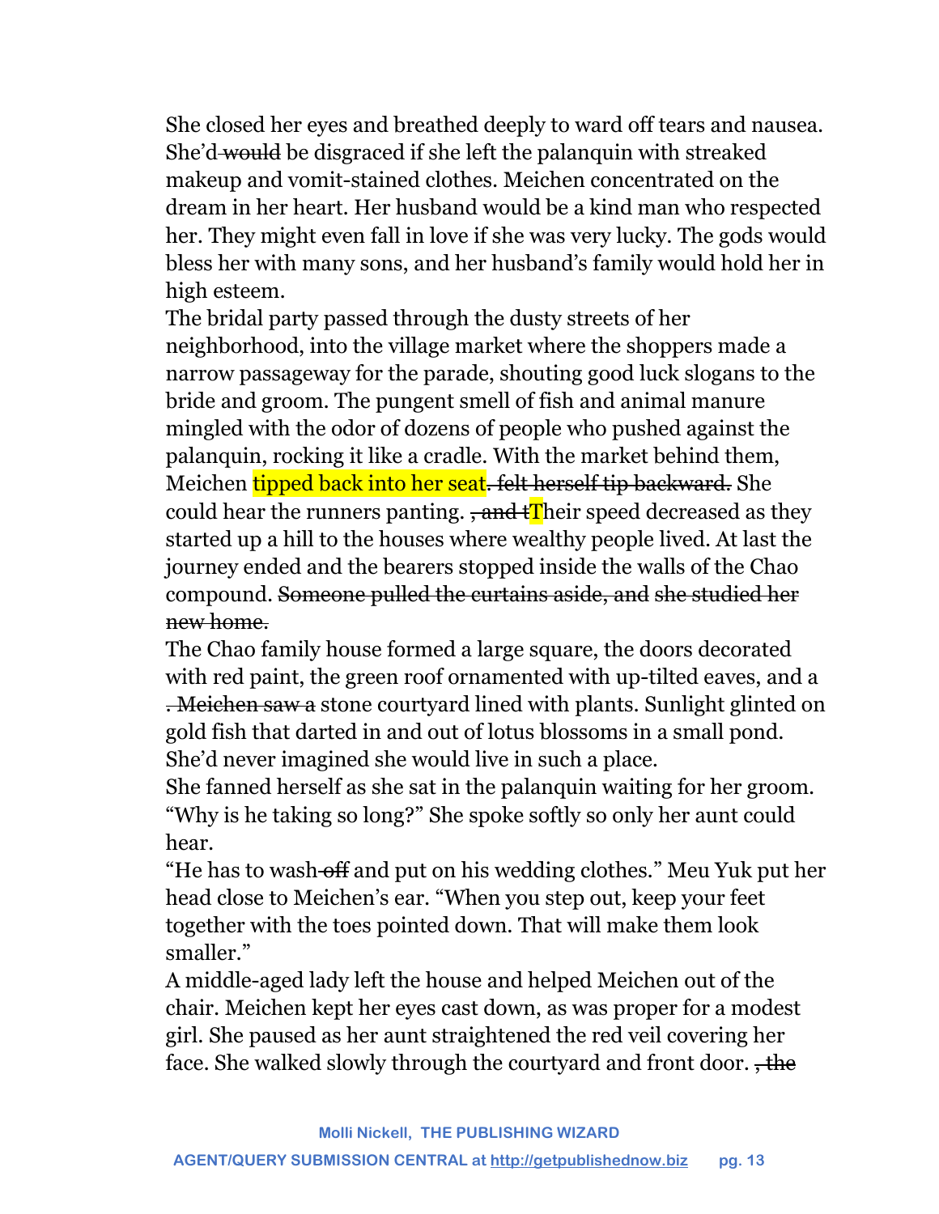She closed her eyes and breathed deeply to ward off tears and nausea. She'd ~~would~~ be disgraced if she left the palanquin with streaked makeup and vomit-stained clothes. Meichen concentrated on the dream in her heart. Her husband would be a kind man who respected her. They might even fall in love if she was very lucky. The gods would bless her with many sons, and her husband's family would hold her in high esteem.

The bridal party passed through the dusty streets of her neighborhood, into the village market where the shoppers made a narrow passageway for the parade, shouting good luck slogans to the bride and groom. The pungent smell of fish and animal manure mingled with the odor of dozens of people who pushed against the palanquin, rocking it like a cradle. With the market behind them, Meichen tipped back into her seat~~. felt herself tip backward.~~ She could hear the runners panting. ~~, and t~~Their speed decreased as they started up a hill to the houses where wealthy people lived. At last the journey ended and the bearers stopped inside the walls of the Chao compound. ~~Someone pulled the curtains aside, and she studied her new home.~~

The Chao family house formed a large square, the doors decorated with red paint, the green roof ornamented with up-tilted eaves, and a ~~. Meichen saw a~~ stone courtyard lined with plants. Sunlight glinted on gold fish that darted in and out of lotus blossoms in a small pond. She'd never imagined she would live in such a place.

She fanned herself as she sat in the palanquin waiting for her groom. "Why is he taking so long?" She spoke softly so only her aunt could hear.

"He has to wash ~~off~~ and put on his wedding clothes." Meu Yuk put her head close to Meichen's ear. "When you step out, keep your feet together with the toes pointed down. That will make them look smaller."

A middle-aged lady left the house and helped Meichen out of the chair. Meichen kept her eyes cast down, as was proper for a modest girl. She paused as her aunt straightened the red veil covering her face. She walked slowly through the courtyard and front door. ~~, the~~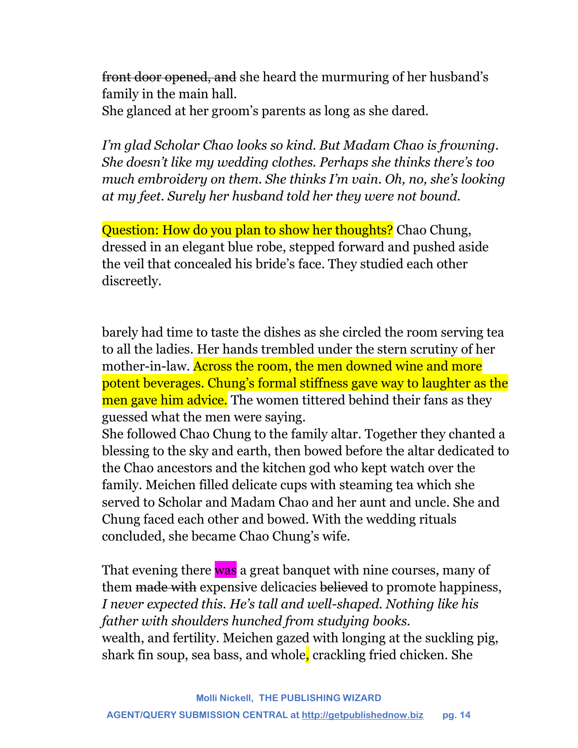~~front door opened, and~~ she heard the murmuring of her husband's family in the main hall.
She glanced at her groom's parents as long as she dared.

*I'm glad Scholar Chao looks so kind. But Madam Chao is frowning. She doesn't like my wedding clothes. Perhaps she thinks there's too much embroidery on them. She thinks I'm vain. Oh, no, she's looking at my feet. Surely her husband told her they were not bound.*

Question: How do you plan to show her thoughts? Chao Chung, dressed in an elegant blue robe, stepped forward and pushed aside the veil that concealed his bride's face. They studied each other discreetly.

barely had time to taste the dishes as she circled the room serving tea to all the ladies. Her hands trembled under the stern scrutiny of her mother-in-law. Across the room, the men downed wine and more potent beverages. Chung's formal stiffness gave way to laughter as the men gave him advice. The women tittered behind their fans as they guessed what the men were saying.
She followed Chao Chung to the family altar. Together they chanted a blessing to the sky and earth, then bowed before the altar dedicated to the Chao ancestors and the kitchen god who kept watch over the family. Meichen filled delicate cups with steaming tea which she served to Scholar and Madam Chao and her aunt and uncle. She and Chung faced each other and bowed. With the wedding rituals concluded, she became Chao Chung's wife.

That evening there was a great banquet with nine courses, many of them ~~made with~~ expensive delicacies ~~believed~~ to promote happiness,
*I never expected this. He's tall and well-shaped. Nothing like his father with shoulders hunched from studying books.*
wealth, and fertility. Meichen gazed with longing at the suckling pig, shark fin soup, sea bass, and whole, crackling fried chicken. She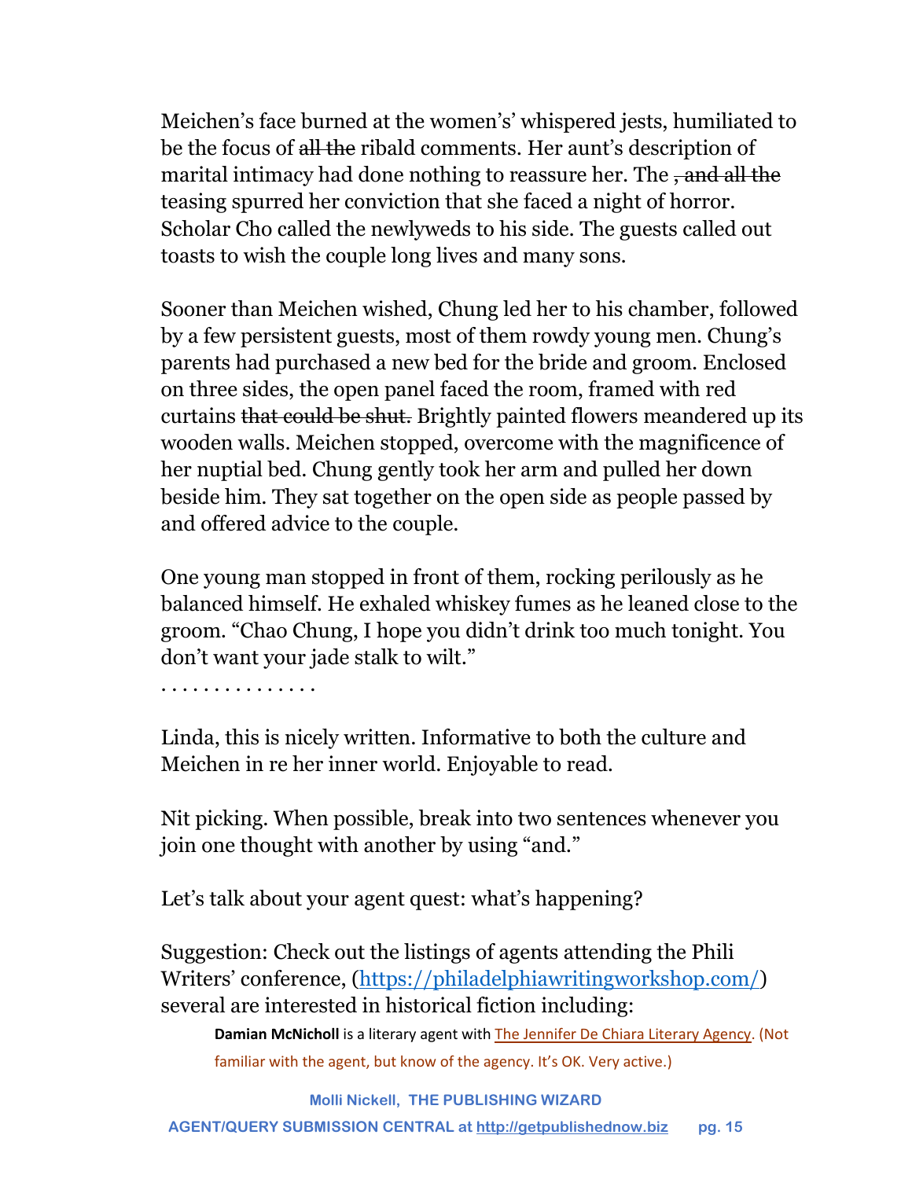Meichen's face burned at the women's' whispered jests, humiliated to be the focus of ~~all the~~ ribald comments. Her aunt's description of marital intimacy had done nothing to reassure her. The ~~, and all the~~ teasing spurred her conviction that she faced a night of horror. Scholar Cho called the newlyweds to his side. The guests called out toasts to wish the couple long lives and many sons.

Sooner than Meichen wished, Chung led her to his chamber, followed by a few persistent guests, most of them rowdy young men. Chung's parents had purchased a new bed for the bride and groom. Enclosed on three sides, the open panel faced the room, framed with red curtains ~~that could be shut.~~ Brightly painted flowers meandered up its wooden walls. Meichen stopped, overcome with the magnificence of her nuptial bed. Chung gently took her arm and pulled her down beside him. They sat together on the open side as people passed by and offered advice to the couple.

One young man stopped in front of them, rocking perilously as he balanced himself. He exhaled whiskey fumes as he leaned close to the groom. "Chao Chung, I hope you didn't drink too much tonight. You don't want your jade stalk to wilt."

. . . . . . . . . . . . . . .

Linda, this is nicely written. Informative to both the culture and Meichen in re her inner world. Enjoyable to read.

Nit picking. When possible, break into two sentences whenever you join one thought with another by using "and."

Let's talk about your agent quest: what's happening?

Suggestion: Check out the listings of agents attending the Phili Writers' conference, (https://philadelphiawritingworkshop.com/) several are interested in historical fiction including:

> **Damian McNicholl** is a literary agent with The Jennifer De Chiara Literary Agency. (Not familiar with the agent, but know of the agency. It's OK. Very active.)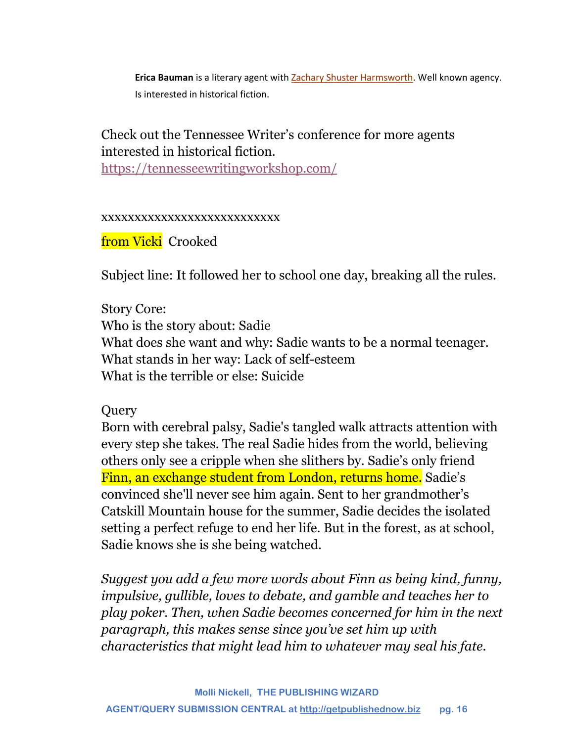**Erica Bauman** is a literary agent with Zachary Shuster Harmsworth. Well known agency. Is interested in historical fiction.

Check out the Tennessee Writer's conference for more agents interested in historical fiction.
https://tennesseewritingworkshop.com/

xxxxxxxxxxxxxxxxxxxxxxxxxxxxx

from Vicki Crooked

Subject line: It followed her to school one day, breaking all the rules.

Story Core:
Who is the story about: Sadie
What does she want and why: Sadie wants to be a normal teenager.
What stands in her way: Lack of self-esteem
What is the terrible or else: Suicide

Query
Born with cerebral palsy, Sadie's tangled walk attracts attention with every step she takes. The real Sadie hides from the world, believing others only see a cripple when she slithers by. Sadie's only friend Finn, an exchange student from London, returns home. Sadie's convinced she'll never see him again. Sent to her grandmother's Catskill Mountain house for the summer, Sadie decides the isolated setting a perfect refuge to end her life. But in the forest, as at school, Sadie knows she is she being watched.

*Suggest you add a few more words about Finn as being kind, funny, impulsive, gullible, loves to debate, and gamble and teaches her to play poker. Then, when Sadie becomes concerned for him in the next paragraph, this makes sense since you've set him up with characteristics that might lead him to whatever may seal his fate.*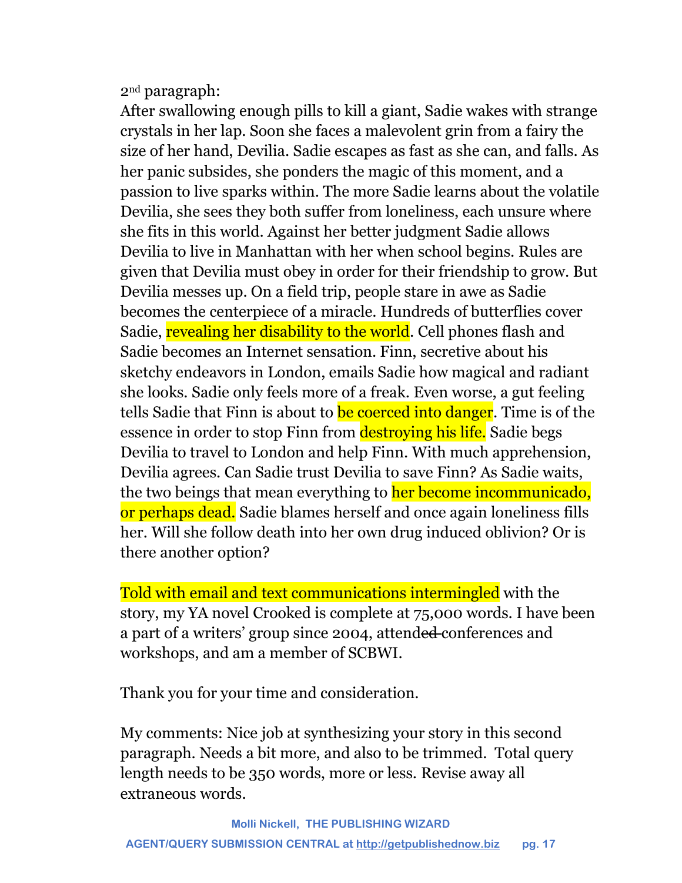2nd paragraph:

After swallowing enough pills to kill a giant, Sadie wakes with strange crystals in her lap. Soon she faces a malevolent grin from a fairy the size of her hand, Devilia. Sadie escapes as fast as she can, and falls. As her panic subsides, she ponders the magic of this moment, and a passion to live sparks within. The more Sadie learns about the volatile Devilia, she sees they both suffer from loneliness, each unsure where she fits in this world. Against her better judgment Sadie allows Devilia to live in Manhattan with her when school begins. Rules are given that Devilia must obey in order for their friendship to grow. But Devilia messes up. On a field trip, people stare in awe as Sadie becomes the centerpiece of a miracle. Hundreds of butterflies cover Sadie, revealing her disability to the world. Cell phones flash and Sadie becomes an Internet sensation. Finn, secretive about his sketchy endeavors in London, emails Sadie how magical and radiant she looks. Sadie only feels more of a freak. Even worse, a gut feeling tells Sadie that Finn is about to be coerced into danger. Time is of the essence in order to stop Finn from destroying his life. Sadie begs Devilia to travel to London and help Finn. With much apprehension, Devilia agrees. Can Sadie trust Devilia to save Finn? As Sadie waits, the two beings that mean everything to her become incommunicado, or perhaps dead. Sadie blames herself and once again loneliness fills her. Will she follow death into her own drug induced oblivion? Or is there another option?

Told with email and text communications intermingled with the story, my YA novel Crooked is complete at 75,000 words. I have been a part of a writers' group since 2004, attend~~ed~~ conferences and workshops, and am a member of SCBWI.

Thank you for your time and consideration.

My comments: Nice job at synthesizing your story in this second paragraph. Needs a bit more, and also to be trimmed. Total query length needs to be 350 words, more or less. Revise away all extraneous words.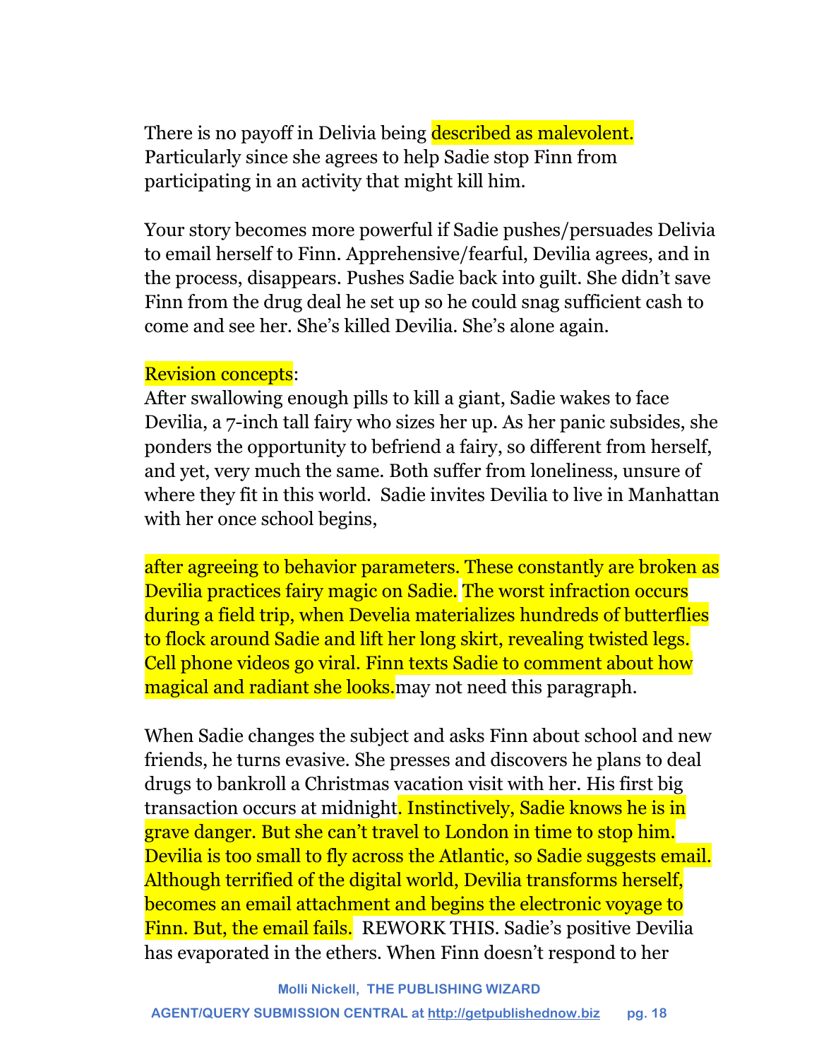There is no payoff in Delivia being described as malevolent. Particularly since she agrees to help Sadie stop Finn from participating in an activity that might kill him.

Your story becomes more powerful if Sadie pushes/persuades Delivia to email herself to Finn. Apprehensive/fearful, Devilia agrees, and in the process, disappears. Pushes Sadie back into guilt. She didn't save Finn from the drug deal he set up so he could snag sufficient cash to come and see her. She's killed Devilia. She's alone again.

Revision concepts:
After swallowing enough pills to kill a giant, Sadie wakes to face Devilia, a 7-inch tall fairy who sizes her up. As her panic subsides, she ponders the opportunity to befriend a fairy, so different from herself, and yet, very much the same. Both suffer from loneliness, unsure of where they fit in this world. Sadie invites Devilia to live in Manhattan with her once school begins,

after agreeing to behavior parameters. These constantly are broken as Devilia practices fairy magic on Sadie. The worst infraction occurs during a field trip, when Develia materializes hundreds of butterflies to flock around Sadie and lift her long skirt, revealing twisted legs. Cell phone videos go viral. Finn texts Sadie to comment about how magical and radiant she looks.may not need this paragraph.

When Sadie changes the subject and asks Finn about school and new friends, he turns evasive. She presses and discovers he plans to deal drugs to bankroll a Christmas vacation visit with her. His first big transaction occurs at midnight. Instinctively, Sadie knows he is in grave danger. But she can't travel to London in time to stop him. Devilia is too small to fly across the Atlantic, so Sadie suggests email. Although terrified of the digital world, Devilia transforms herself, becomes an email attachment and begins the electronic voyage to Finn. But, the email fails. REWORK THIS. Sadie's positive Devilia has evaporated in the ethers. When Finn doesn't respond to her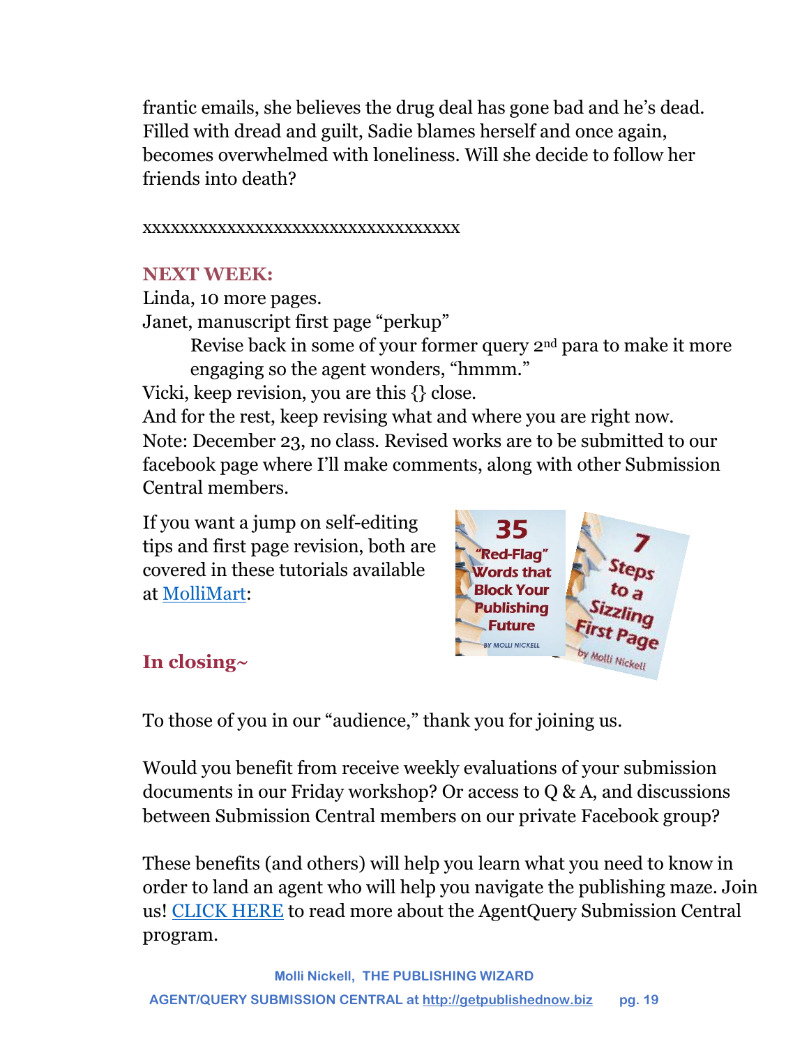frantic emails, she believes the drug deal has gone bad and he's dead. Filled with dread and guilt, Sadie blames herself and once again, becomes overwhelmed with loneliness. Will she decide to follow her friends into death?

xxxxxxxxxxxxxxxxxxxxxxxxxxxxxxxxxxx

**NEXT WEEK:**

Linda, 10 more pages.

Janet, manuscript first page "perkup"

> Revise back in some of your former query 2nd para to make it more engaging so the agent wonders, "hmmm."

Vicki, keep revision, you are this {} close.

And for the rest, keep revising what and where you are right now.

Note: December 23, no class. Revised works are to be submitted to our facebook page where I'll make comments, along with other Submission Central members.

If you want a jump on self-editing tips and first page revision, both are covered in these tutorials available at [MolliMart](MolliMart):

**In closing~**

To those of you in our "audience," thank you for joining us.

Would you benefit from receive weekly evaluations of your submission documents in our Friday workshop? Or access to Q & A, and discussions between Submission Central members on our private Facebook group?

These benefits (and others) will help you learn what you need to know in order to land an agent who will help you navigate the publishing maze. Join us! [CLICK HERE](CLICK HERE) to read more about the AgentQuery Submission Central program.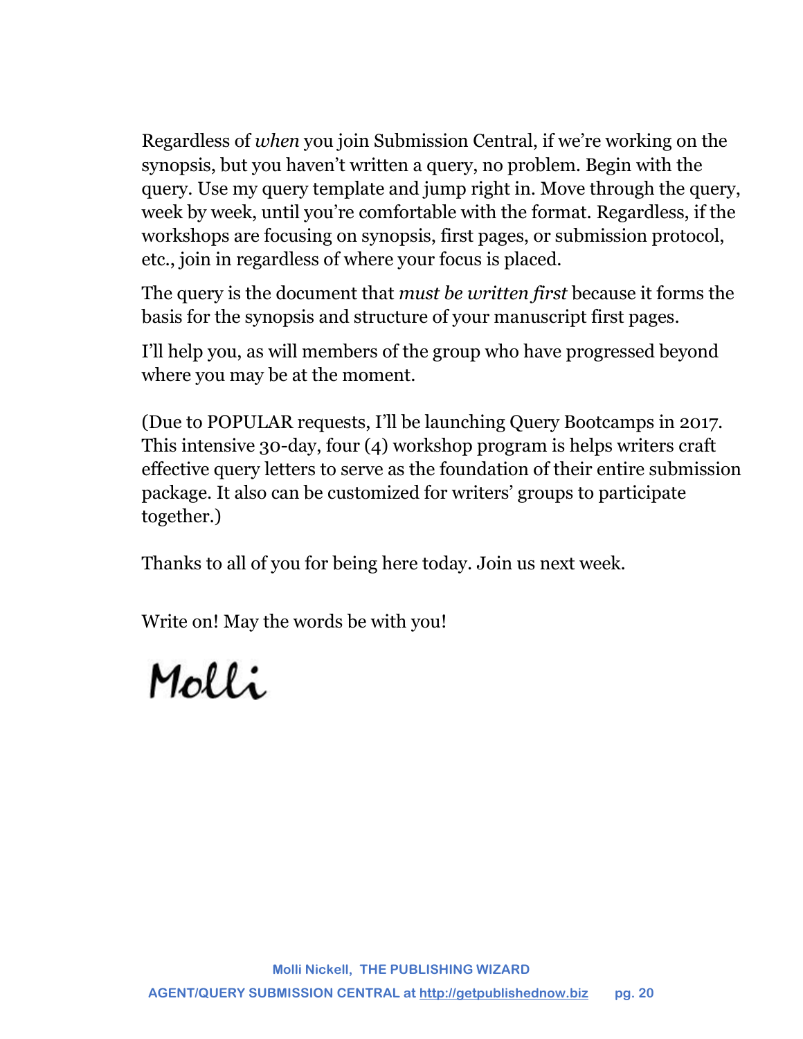Regardless of *when* you join Submission Central, if we're working on the synopsis, but you haven't written a query, no problem. Begin with the query. Use my query template and jump right in. Move through the query, week by week, until you're comfortable with the format. Regardless, if the workshops are focusing on synopsis, first pages, or submission protocol, etc., join in regardless of where your focus is placed.

The query is the document that *must be written first* because it forms the basis for the synopsis and structure of your manuscript first pages.

I'll help you, as will members of the group who have progressed beyond where you may be at the moment.

(Due to POPULAR requests, I'll be launching Query Bootcamps in 2017. This intensive 30-day, four (4) workshop program is helps writers craft effective query letters to serve as the foundation of their entire submission package. It also can be customized for writers' groups to participate together.)

Thanks to all of you for being here today. Join us next week.

Write on! May the words be with you!

Molli